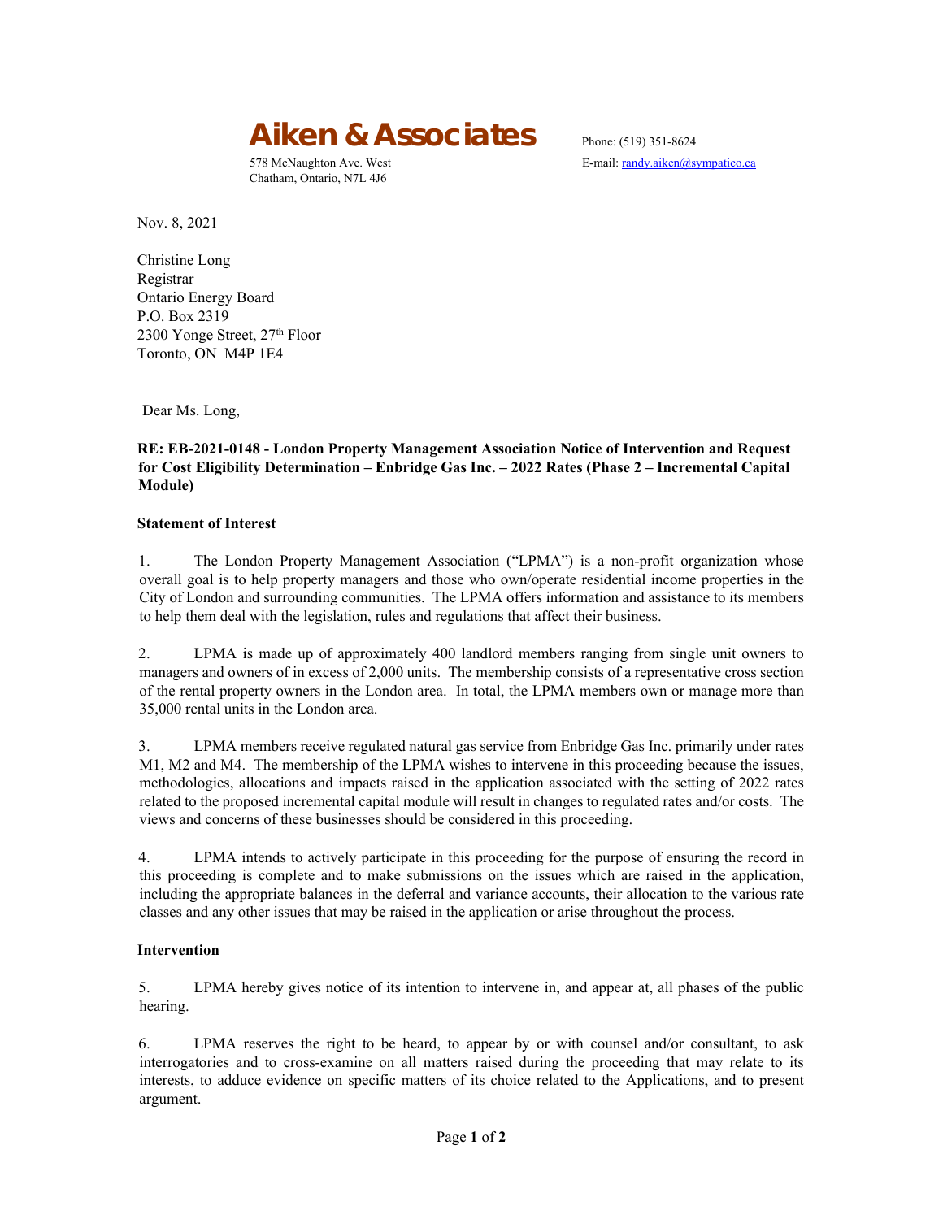# Aiken & Associates

578 McNaughton Ave. West
Chatham, Ontario, N7L 4J6

Phone: (519) 351-8624
E-mail: randy.aiken@sympatico.ca

Nov. 8, 2021

Christine Long
Registrar
Ontario Energy Board
P.O. Box 2319
2300 Yonge Street, 27th Floor
Toronto, ON M4P 1E4

Dear Ms. Long,

**RE: EB-2021-0148 - London Property Management Association Notice of Intervention and Request for Cost Eligibility Determination – Enbridge Gas Inc. – 2022 Rates (Phase 2 – Incremental Capital Module)**

**Statement of Interest**

1. The London Property Management Association ("LPMA") is a non-profit organization whose overall goal is to help property managers and those who own/operate residential income properties in the City of London and surrounding communities. The LPMA offers information and assistance to its members to help them deal with the legislation, rules and regulations that affect their business.

2. LPMA is made up of approximately 400 landlord members ranging from single unit owners to managers and owners of in excess of 2,000 units. The membership consists of a representative cross section of the rental property owners in the London area. In total, the LPMA members own or manage more than 35,000 rental units in the London area.

3. LPMA members receive regulated natural gas service from Enbridge Gas Inc. primarily under rates M1, M2 and M4. The membership of the LPMA wishes to intervene in this proceeding because the issues, methodologies, allocations and impacts raised in the application associated with the setting of 2022 rates related to the proposed incremental capital module will result in changes to regulated rates and/or costs. The views and concerns of these businesses should be considered in this proceeding.

4. LPMA intends to actively participate in this proceeding for the purpose of ensuring the record in this proceeding is complete and to make submissions on the issues which are raised in the application, including the appropriate balances in the deferral and variance accounts, their allocation to the various rate classes and any other issues that may be raised in the application or arise throughout the process.

**Intervention**

5. LPMA hereby gives notice of its intention to intervene in, and appear at, all phases of the public hearing.

6. LPMA reserves the right to be heard, to appear by or with counsel and/or consultant, to ask interrogatories and to cross-examine on all matters raised during the proceeding that may relate to its interests, to adduce evidence on specific matters of its choice related to the Applications, and to present argument.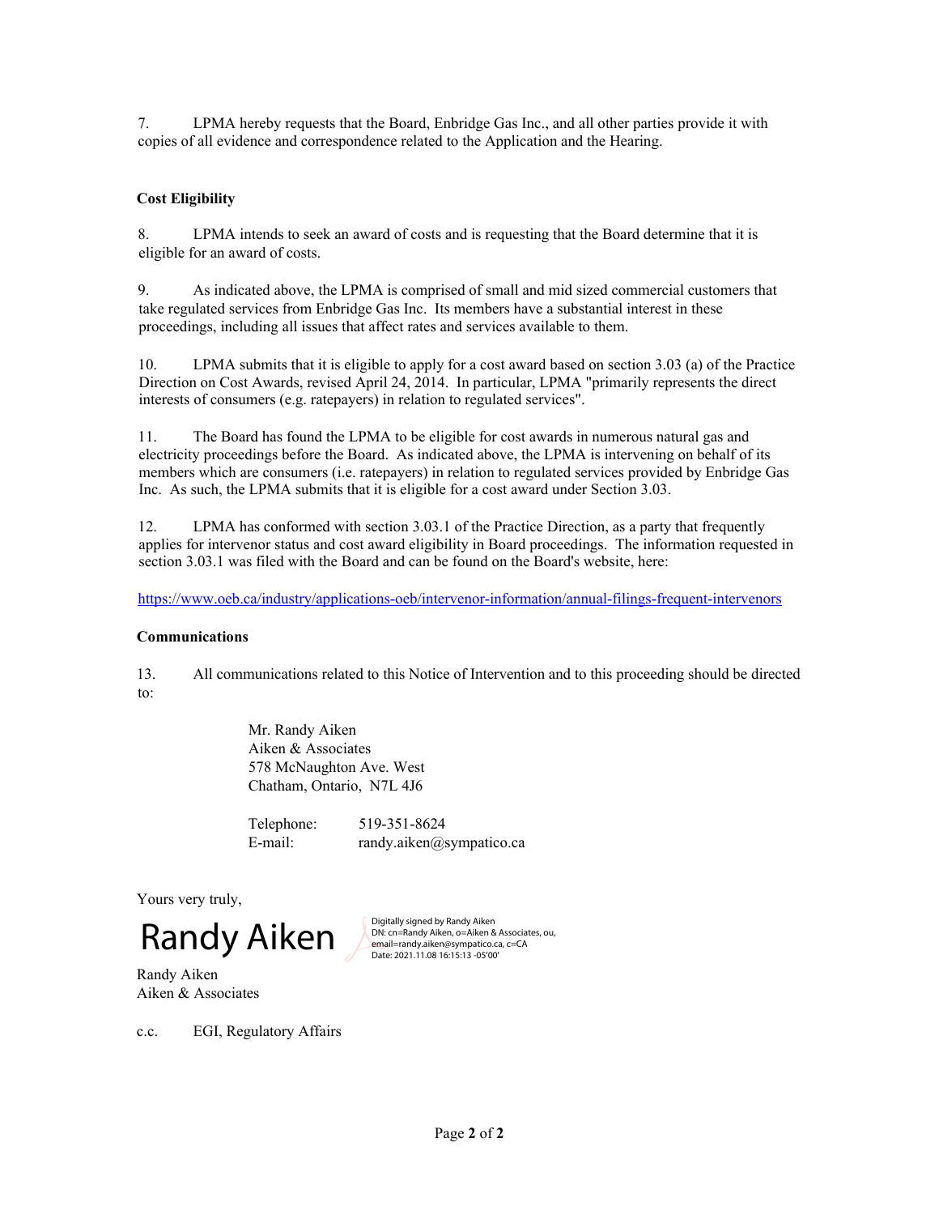7. LPMA hereby requests that the Board, Enbridge Gas Inc., and all other parties provide it with copies of all evidence and correspondence related to the Application and the Hearing.

**Cost Eligibility**

8. LPMA intends to seek an award of costs and is requesting that the Board determine that it is eligible for an award of costs.

9. As indicated above, the LPMA is comprised of small and mid sized commercial customers that take regulated services from Enbridge Gas Inc. Its members have a substantial interest in these proceedings, including all issues that affect rates and services available to them.

10. LPMA submits that it is eligible to apply for a cost award based on section 3.03 (a) of the Practice Direction on Cost Awards, revised April 24, 2014. In particular, LPMA "primarily represents the direct interests of consumers (e.g. ratepayers) in relation to regulated services".

11. The Board has found the LPMA to be eligible for cost awards in numerous natural gas and electricity proceedings before the Board. As indicated above, the LPMA is intervening on behalf of its members which are consumers (i.e. ratepayers) in relation to regulated services provided by Enbridge Gas Inc. As such, the LPMA submits that it is eligible for a cost award under Section 3.03.

12. LPMA has conformed with section 3.03.1 of the Practice Direction, as a party that frequently applies for intervenor status and cost award eligibility in Board proceedings. The information requested in section 3.03.1 was filed with the Board and can be found on the Board's website, here:

https://www.oeb.ca/industry/applications-oeb/intervenor-information/annual-filings-frequent-intervenors

**Communications**

13. All communications related to this Notice of Intervention and to this proceeding should be directed to:

Mr. Randy Aiken
Aiken & Associates
578 McNaughton Ave. West
Chatham, Ontario, N7L 4J6

Telephone: 519-351-8624
E-mail: randy.aiken@sympatico.ca

Yours very truly,

Randy Aiken

Digitally signed by Randy Aiken
DN: cn=Randy Aiken, o=Aiken & Associates, ou, email=randy.aiken@sympatico.ca, c=CA
Date: 2021.11.08 16:15:13 -05'00'

Randy Aiken
Aiken & Associates

c.c. EGI, Regulatory Affairs